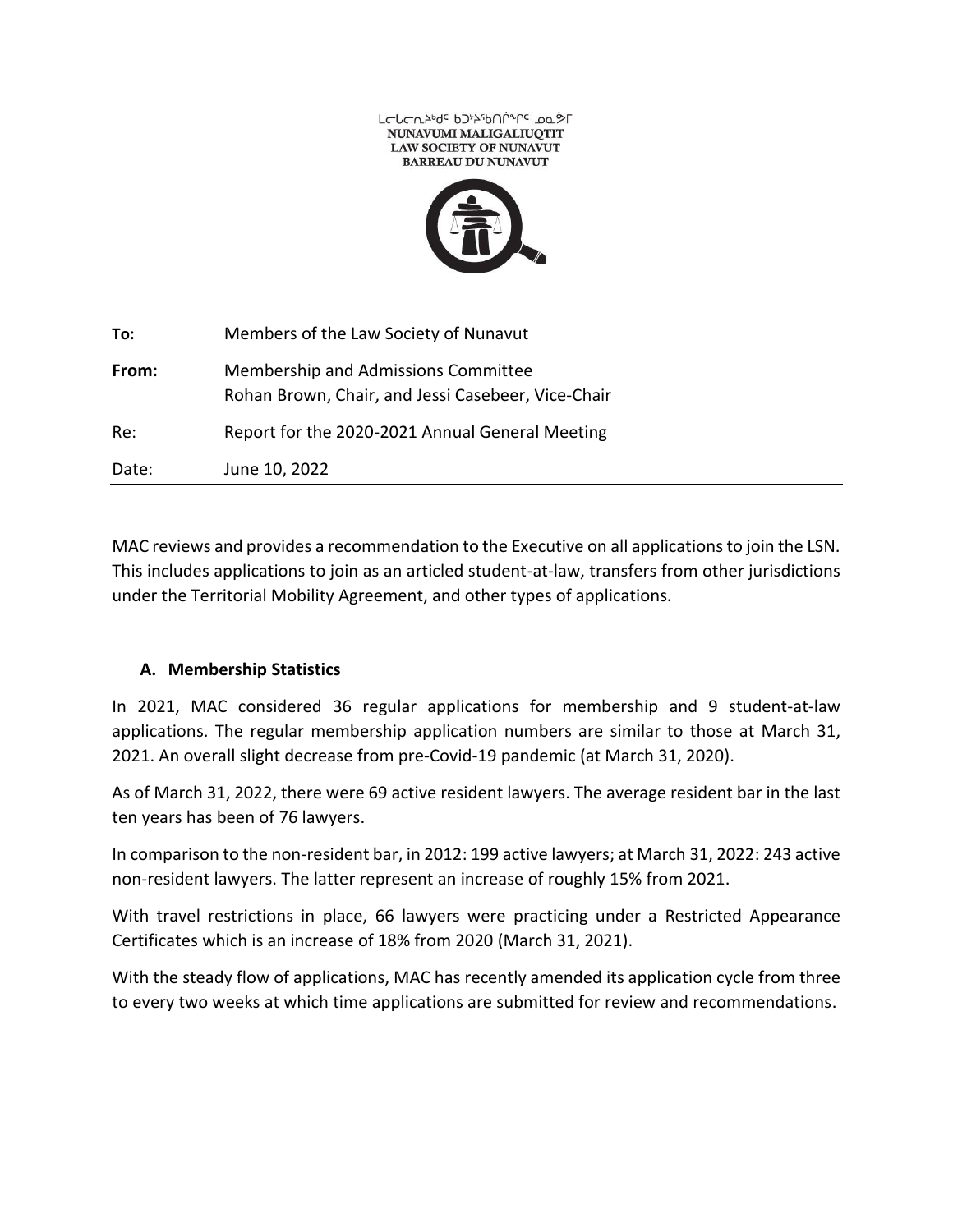ᒪᓕᒐᓕᕆᔨᒃᑦ ᑲᑐᔾᔨᖃᑎᒌᖏᑦ ᓄᓇᕗᒻᒥ
NUNAVUMI MALIGALIUQTIT
LAW SOCIETY OF NUNAVUT
BARREAU DU NUNAVUT

| | |
|---|---|
| **To:** | Members of the Law Society of Nunavut |
| **From:** | Membership and Admissions Committee<br>Rohan Brown, Chair, and Jessi Casebeer, Vice-Chair |
| Re: | Report for the 2020-2021 Annual General Meeting |
| Date: | June 10, 2022 |

MAC reviews and provides a recommendation to the Executive on all applications to join the LSN. This includes applications to join as an articled student-at-law, transfers from other jurisdictions under the Territorial Mobility Agreement, and other types of applications.

## A. Membership Statistics

In 2021, MAC considered 36 regular applications for membership and 9 student-at-law applications. The regular membership application numbers are similar to those at March 31, 2021. An overall slight decrease from pre-Covid-19 pandemic (at March 31, 2020).

As of March 31, 2022, there were 69 active resident lawyers. The average resident bar in the last ten years has been of 76 lawyers.

In comparison to the non-resident bar, in 2012: 199 active lawyers; at March 31, 2022: 243 active non-resident lawyers. The latter represent an increase of roughly 15% from 2021.

With travel restrictions in place, 66 lawyers were practicing under a Restricted Appearance Certificates which is an increase of 18% from 2020 (March 31, 2021).

With the steady flow of applications, MAC has recently amended its application cycle from three to every two weeks at which time applications are submitted for review and recommendations.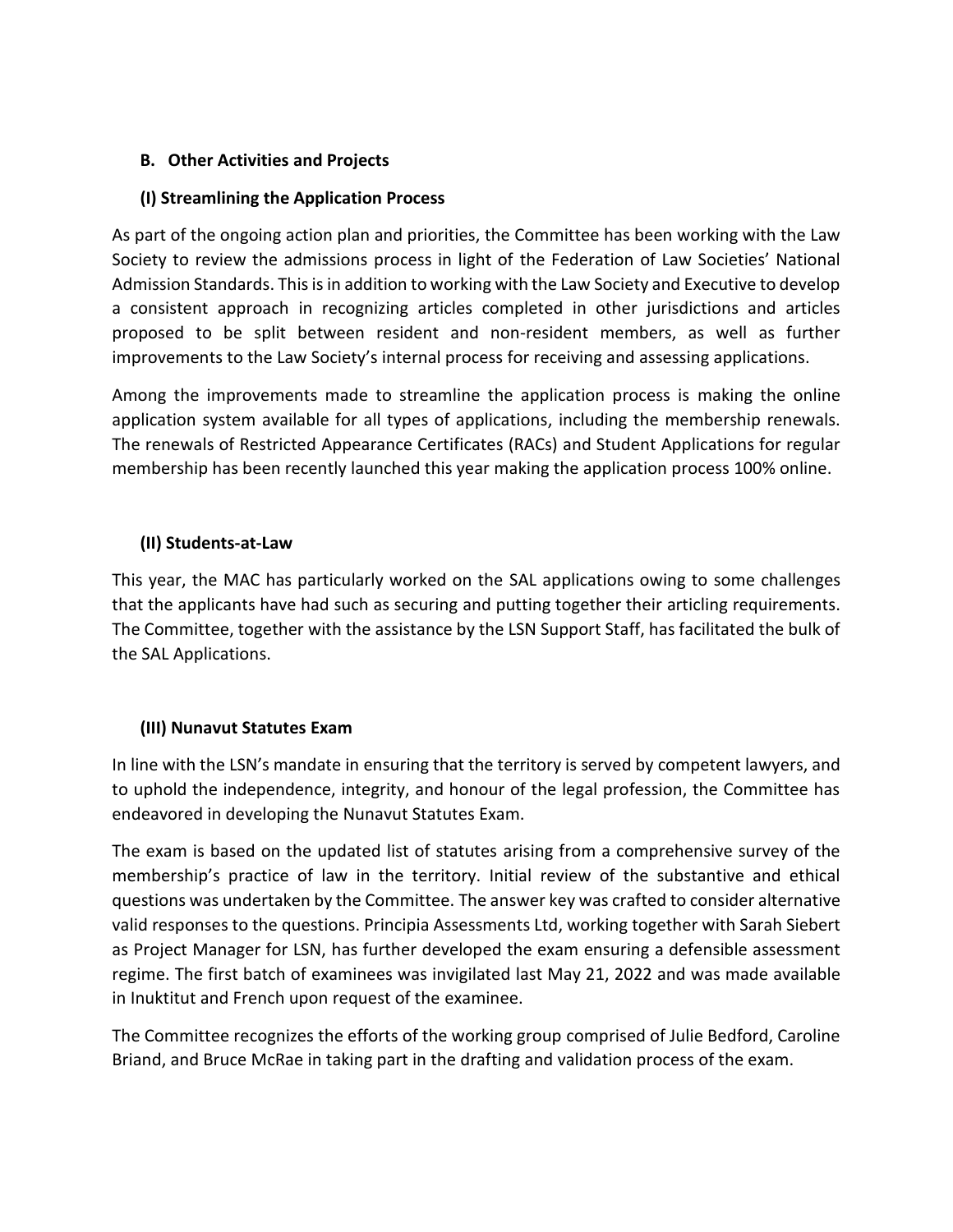## B. Other Activities and Projects

### (I) Streamlining the Application Process

As part of the ongoing action plan and priorities, the Committee has been working with the Law Society to review the admissions process in light of the Federation of Law Societies' National Admission Standards. This is in addition to working with the Law Society and Executive to develop a consistent approach in recognizing articles completed in other jurisdictions and articles proposed to be split between resident and non-resident members, as well as further improvements to the Law Society's internal process for receiving and assessing applications.

Among the improvements made to streamline the application process is making the online application system available for all types of applications, including the membership renewals. The renewals of Restricted Appearance Certificates (RACs) and Student Applications for regular membership has been recently launched this year making the application process 100% online.

### (II) Students-at-Law

This year, the MAC has particularly worked on the SAL applications owing to some challenges that the applicants have had such as securing and putting together their articling requirements. The Committee, together with the assistance by the LSN Support Staff, has facilitated the bulk of the SAL Applications.

### (III) Nunavut Statutes Exam

In line with the LSN's mandate in ensuring that the territory is served by competent lawyers, and to uphold the independence, integrity, and honour of the legal profession, the Committee has endeavored in developing the Nunavut Statutes Exam.

The exam is based on the updated list of statutes arising from a comprehensive survey of the membership's practice of law in the territory. Initial review of the substantive and ethical questions was undertaken by the Committee. The answer key was crafted to consider alternative valid responses to the questions. Principia Assessments Ltd, working together with Sarah Siebert as Project Manager for LSN, has further developed the exam ensuring a defensible assessment regime. The first batch of examinees was invigilated last May 21, 2022 and was made available in Inuktitut and French upon request of the examinee.

The Committee recognizes the efforts of the working group comprised of Julie Bedford, Caroline Briand, and Bruce McRae in taking part in the drafting and validation process of the exam.